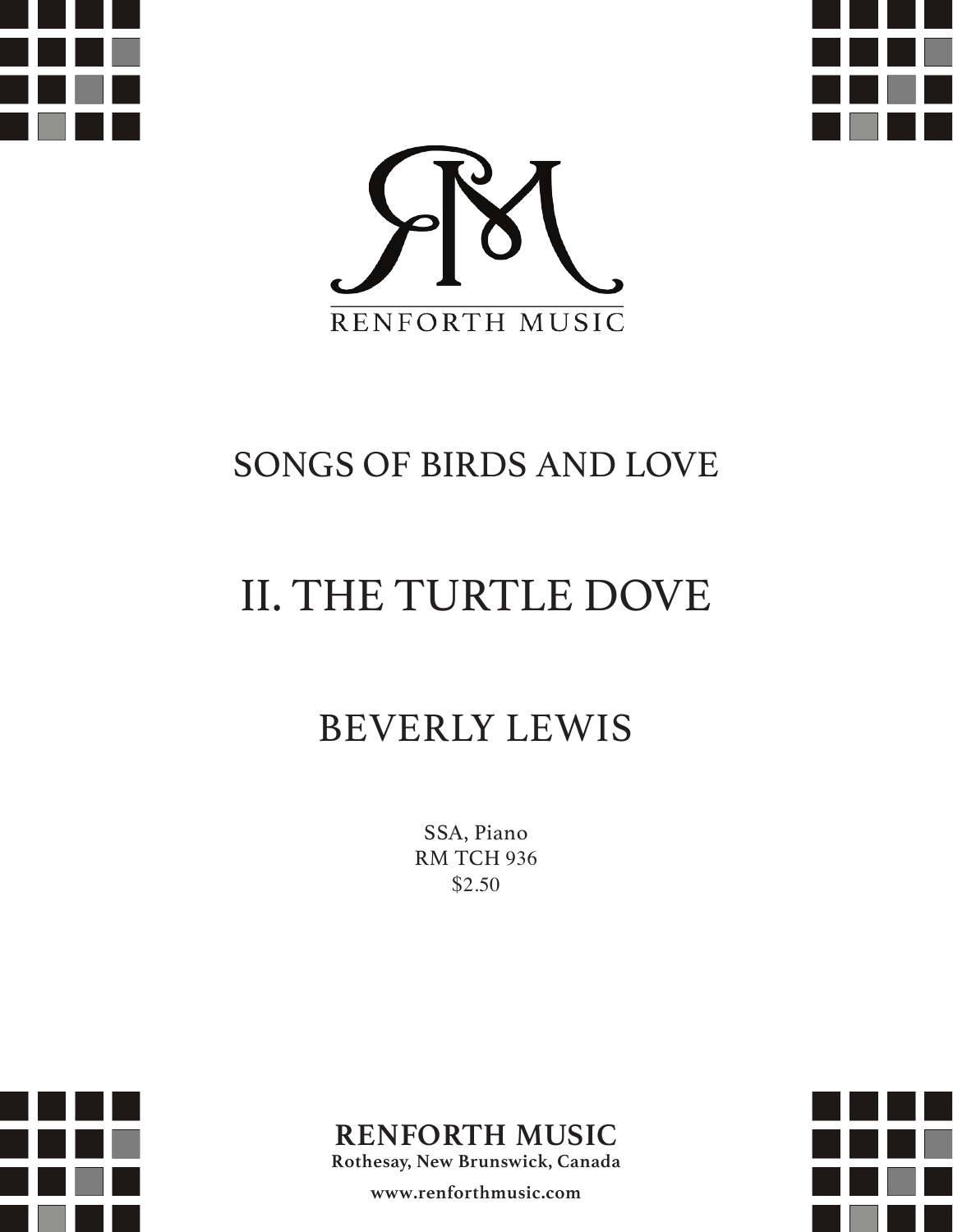RENFORTH MUSIC

# SONGS OF BIRDS AND LOVE

# II. THE TURTLE DOVE

## BEVERLY LEWIS

SSA, Piano
RM TCH 936
$2.50

**RENFORTH MUSIC**
**Rothesay, New Brunswick, Canada**

**www.renforthmusic.com**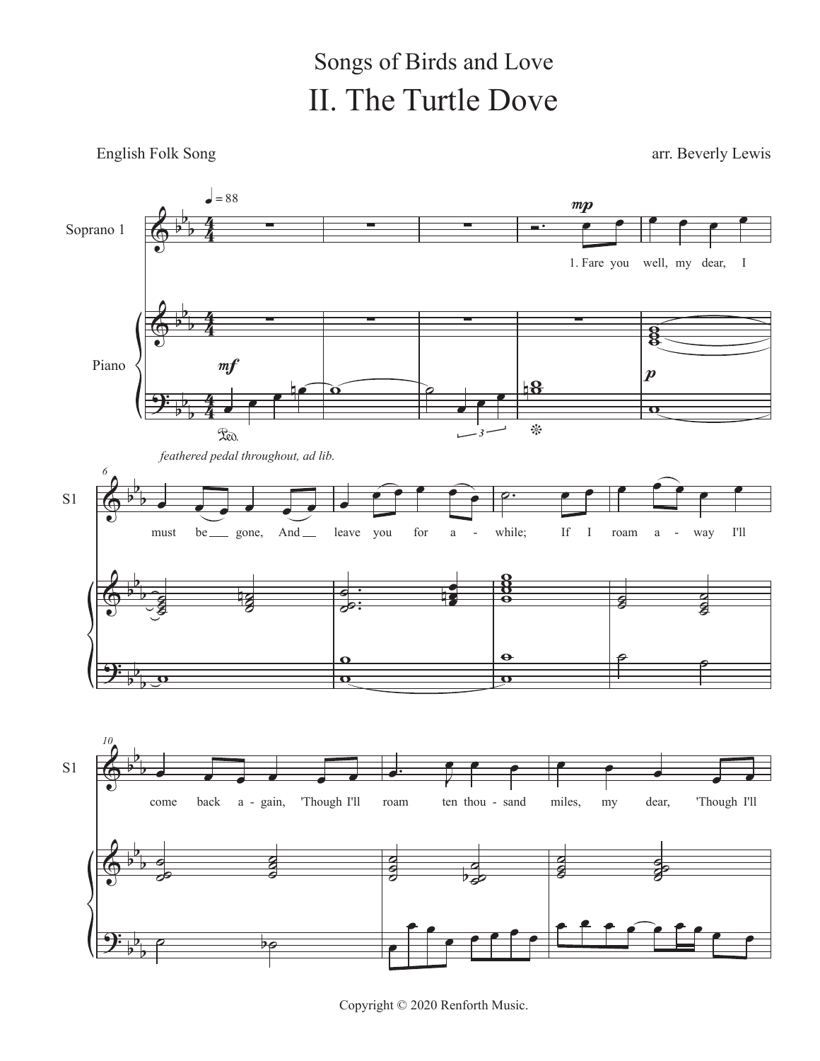Songs of Birds and Love

# II. The Turtle Dove

English Folk Song

arr. Beverly Lewis

Copyright © 2020 Renforth Music.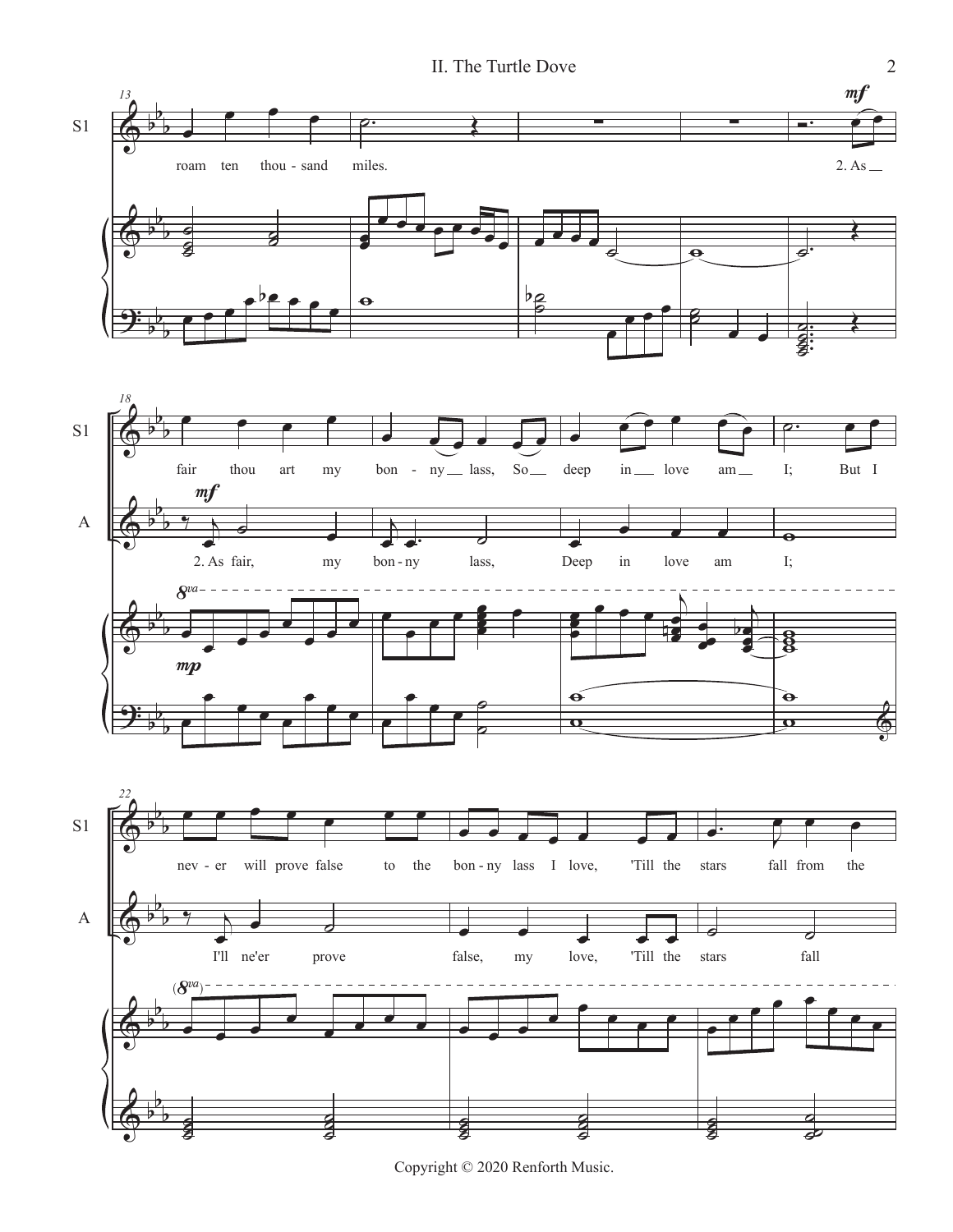S1: roam ten thou - sand miles. 2. As fair thou art my bon - ny lass, So deep in love am I; But I nev - er will prove false to the bon - ny lass I love, 'Till the stars fall from the

A: 2. As fair, my bon - ny lass, Deep in love am I; I'll ne'er prove false, my love, 'Till the stars fall

Copyright © 2020 Renforth Music.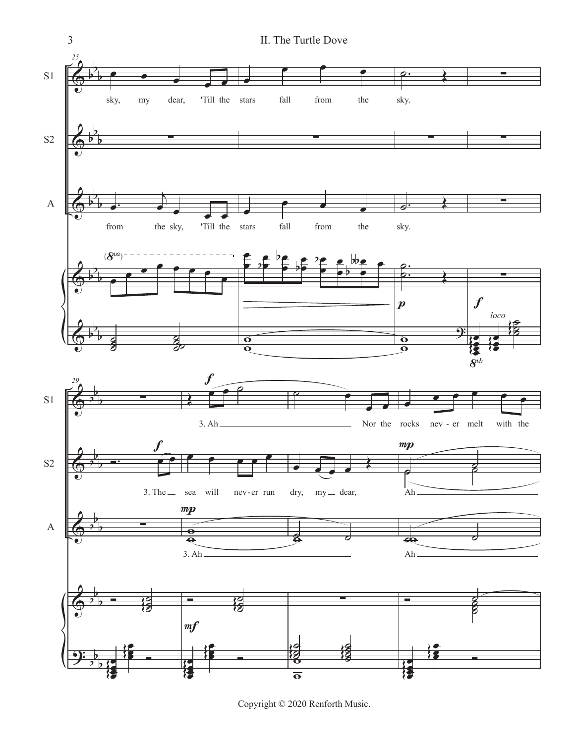S1: sky, my dear, 'Till the stars fall from the sky.

A: from the sky, 'Till the stars fall from the sky.

S1: 3. Ah Nor the rocks nev - er melt with the

S2: 3. The sea will nev - er run dry, my dear, Ah

A: 3. Ah Ah